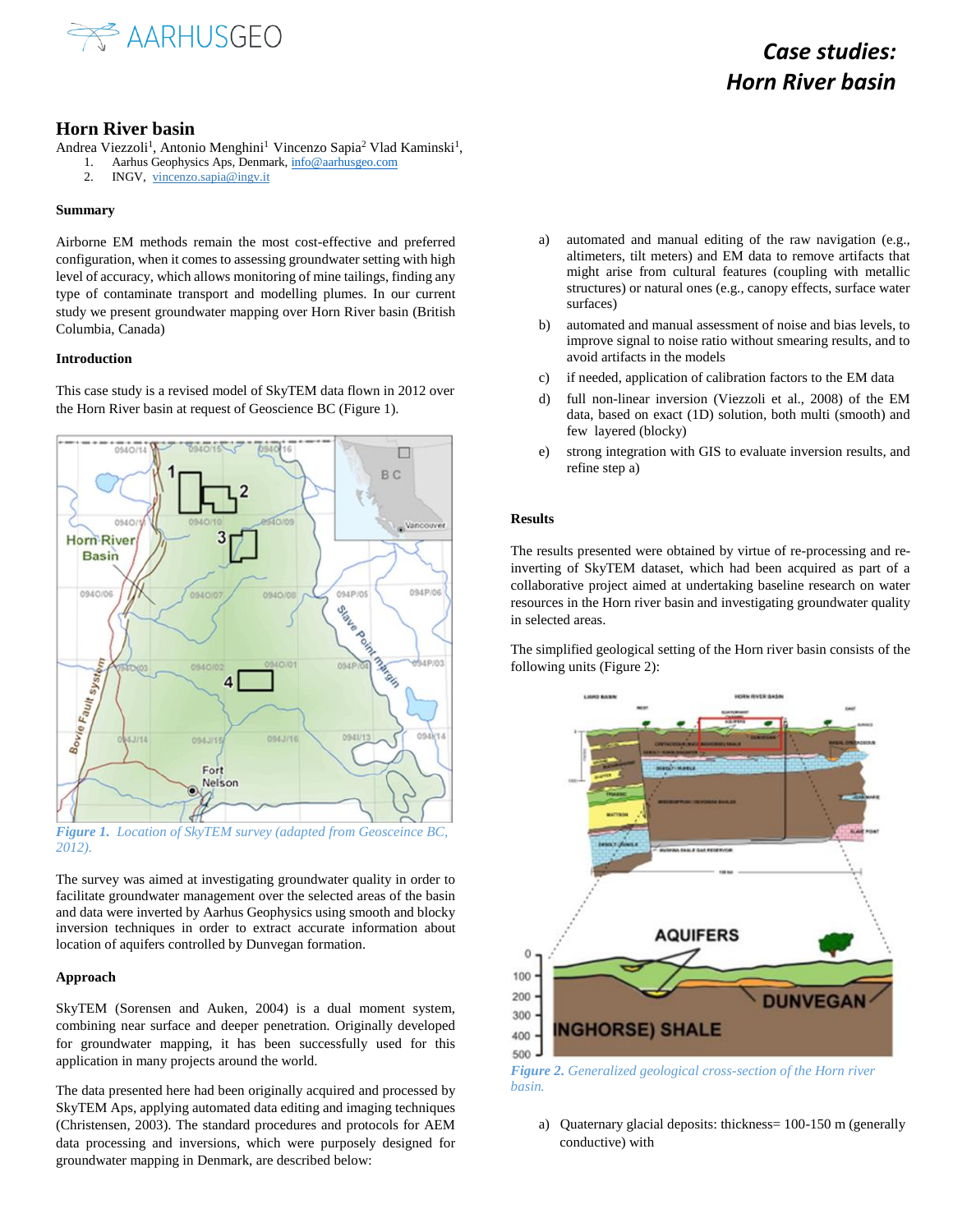# Horn River basin

Andrea Viezzoli[1], Antonio Menghini[1] Vincenzo Sapia[2] Vlad Kaminski[1],

1. Aarhus Geophysics Aps, Denmark, info@aarhusgeo.com
2. INGV, vincenzo.sapia@ingv.it

### Summary

Airborne EM methods remain the most cost-effective and preferred configuration, when it comes to assessing groundwater setting with high level of accuracy, which allows monitoring of mine tailings, finding any type of contaminate transport and modelling plumes. In our current study we present groundwater mapping over Horn River basin (British Columbia, Canada)

### Introduction

This case study is a revised model of SkyTEM data flown in 2012 over the Horn River basin at request of Geoscience BC (Figure 1).

*Figure 1. Location of SkyTEM survey (adapted from Geosceince BC, 2012).*

The survey was aimed at investigating groundwater quality in order to facilitate groundwater management over the selected areas of the basin and data were inverted by Aarhus Geophysics using smooth and blocky inversion techniques in order to extract accurate information about location of aquifers controlled by Dunvegan formation.

### Approach

SkyTEM (Sorensen and Auken, 2004) is a dual moment system, combining near surface and deeper penetration. Originally developed for groundwater mapping, it has been successfully used for this application in many projects around the world.

The data presented here had been originally acquired and processed by SkyTEM Aps, applying automated data editing and imaging techniques (Christensen, 2003). The standard procedures and protocols for AEM data processing and inversions, which were purposely designed for groundwater mapping in Denmark, are described below:

a) automated and manual editing of the raw navigation (e.g., altimeters, tilt meters) and EM data to remove artifacts that might arise from cultural features (coupling with metallic structures) or natural ones (e.g., canopy effects, surface water surfaces)

b) automated and manual assessment of noise and bias levels, to improve signal to noise ratio without smearing results, and to avoid artifacts in the models

c) if needed, application of calibration factors to the EM data

d) full non-linear inversion (Viezzoli et al., 2008) of the EM data, based on exact (1D) solution, both multi (smooth) and few layered (blocky)

e) strong integration with GIS to evaluate inversion results, and refine step a)

### Results

The results presented were obtained by virtue of re-processing and re-inverting of SkyTEM dataset, which had been acquired as part of a collaborative project aimed at undertaking baseline research on water resources in the Horn river basin and investigating groundwater quality in selected areas.

The simplified geological setting of the Horn river basin consists of the following units (Figure 2):

*Figure 2. Generalized geological cross-section of the Horn river basin.*

a) Quaternary glacial deposits: thickness= 100-150 m (generally conductive) with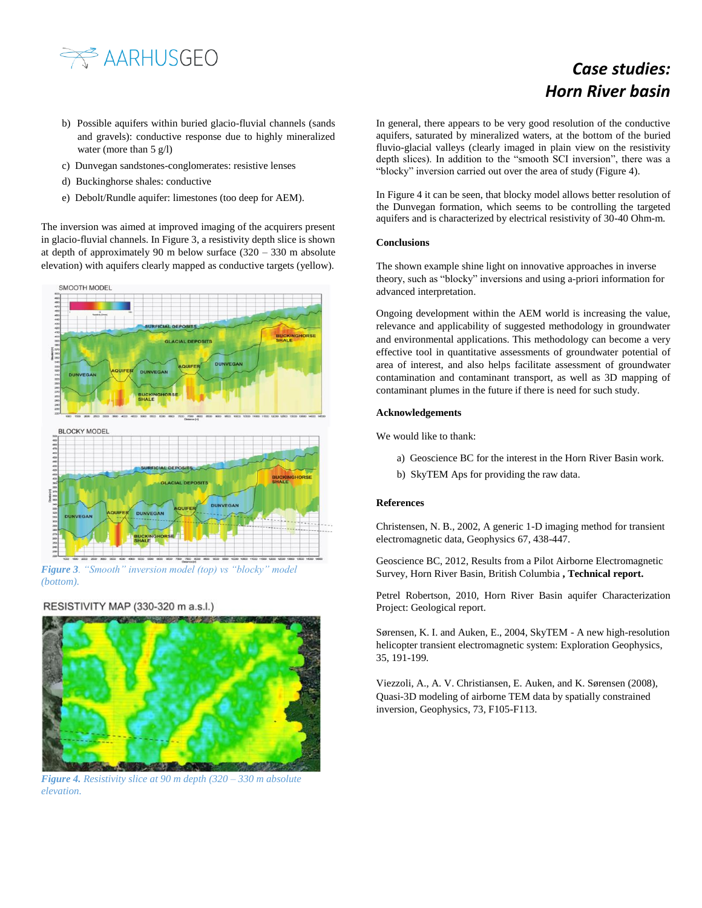# Case studies: Horn River basin

b) Possible aquifers within buried glacio-fluvial channels (sands and gravels): conductive response due to highly mineralized water (more than 5 g/l)

c) Dunvegan sandstones-conglomerates: resistive lenses

d) Buckinghorse shales: conductive

e) Debolt/Rundle aquifer: limestones (too deep for AEM).

The inversion was aimed at improved imaging of the acquirers present in glacio-fluvial channels. In Figure 3, a resistivity depth slice is shown at depth of approximately 90 m below surface (320 – 330 m absolute elevation) with aquifers clearly mapped as conductive targets (yellow).

SMOOTH MODEL

SURFICIAL DEPOSITS

GLACIAL DEPOSITS

BUCKINGHORSE SHALE

DUNVEGAN

AQUIFER

DUNVEGAN

AQUIFER

DUNVEGAN

BUCKINGHORSE SHALE

BLOCKY MODEL

SURFICIAL DEPOSITS

GLACIAL DEPOSITS

BUCKINGHORSE SHALE

DUNVEGAN

AQUIFER

DUNVEGAN

AQUIFER

DUNVEGAN

BUCKINGHORSE SHALE

*Figure 3. "Smooth" inversion model (top) vs "blocky" model (bottom).*

RESISTIVITY MAP (330-320 m a.s.l.)

*Figure 4. Resistivity slice at 90 m depth (320 – 330 m absolute elevation.*

In general, there appears to be very good resolution of the conductive aquifers, saturated by mineralized waters, at the bottom of the buried fluvio-glacial valleys (clearly imaged in plain view on the resistivity depth slices). In addition to the "smooth SCI inversion", there was a "blocky" inversion carried out over the area of study (Figure 4).

In Figure 4 it can be seen, that blocky model allows better resolution of the Dunvegan formation, which seems to be controlling the targeted aquifers and is characterized by electrical resistivity of 30-40 Ohm-m.

### Conclusions

The shown example shine light on innovative approaches in inverse theory, such as "blocky" inversions and using a-priori information for advanced interpretation.

Ongoing development within the AEM world is increasing the value, relevance and applicability of suggested methodology in groundwater and environmental applications. This methodology can become a very effective tool in quantitative assessments of groundwater potential of area of interest, and also helps facilitate assessment of groundwater contamination and contaminant transport, as well as 3D mapping of contaminant plumes in the future if there is need for such study.

### Acknowledgements

We would like to thank:

a) Geoscience BC for the interest in the Horn River Basin work.

b) SkyTEM Aps for providing the raw data.

### References

Christensen, N. B., 2002, A generic 1-D imaging method for transient electromagnetic data, Geophysics 67, 438-447.

Geoscience BC, 2012, Results from a Pilot Airborne Electromagnetic Survey, Horn River Basin, British Columbia **, Technical report.**

Petrel Robertson, 2010, Horn River Basin aquifer Characterization Project: Geological report.

Sørensen, K. I. and Auken, E., 2004, SkyTEM - A new high-resolution helicopter transient electromagnetic system: Exploration Geophysics, 35, 191-199.

Viezzoli, A., A. V. Christiansen, E. Auken, and K. Sørensen (2008), Quasi-3D modeling of airborne TEM data by spatially constrained inversion, Geophysics, 73, F105-F113.